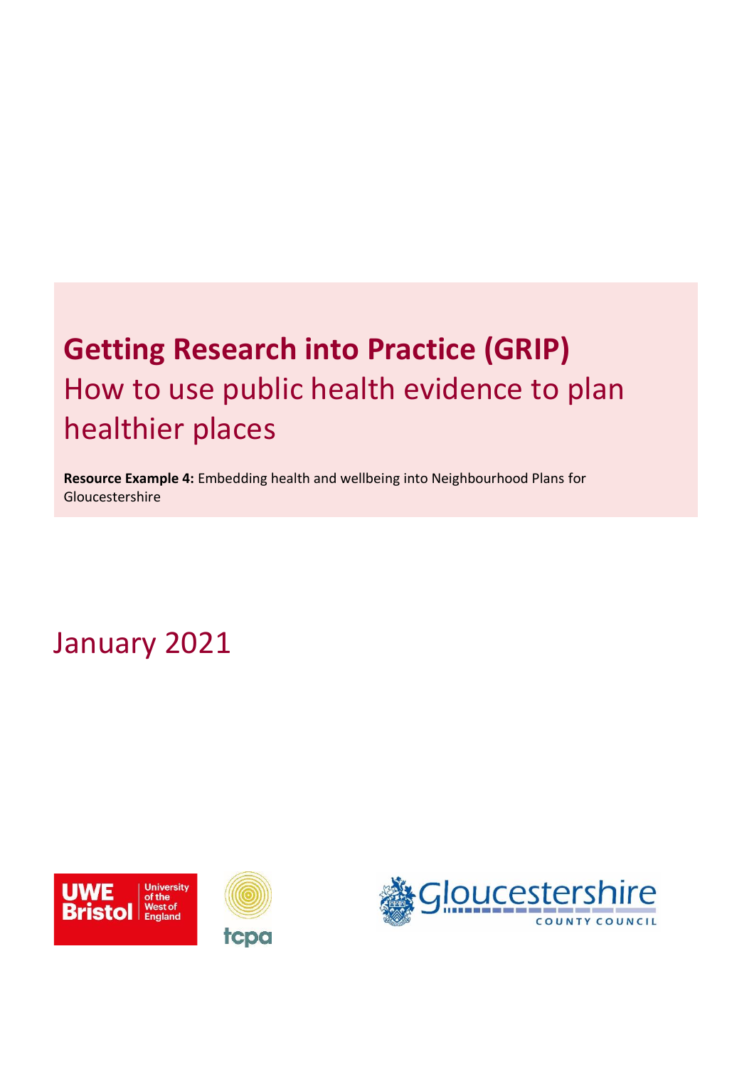# Getting Research into Practice (GRIP)

## How to use public health evidence to plan healthier places

**Resource Example 4:** Embedding health and wellbeing into Neighbourhood Plans for Gloucestershire

January 2021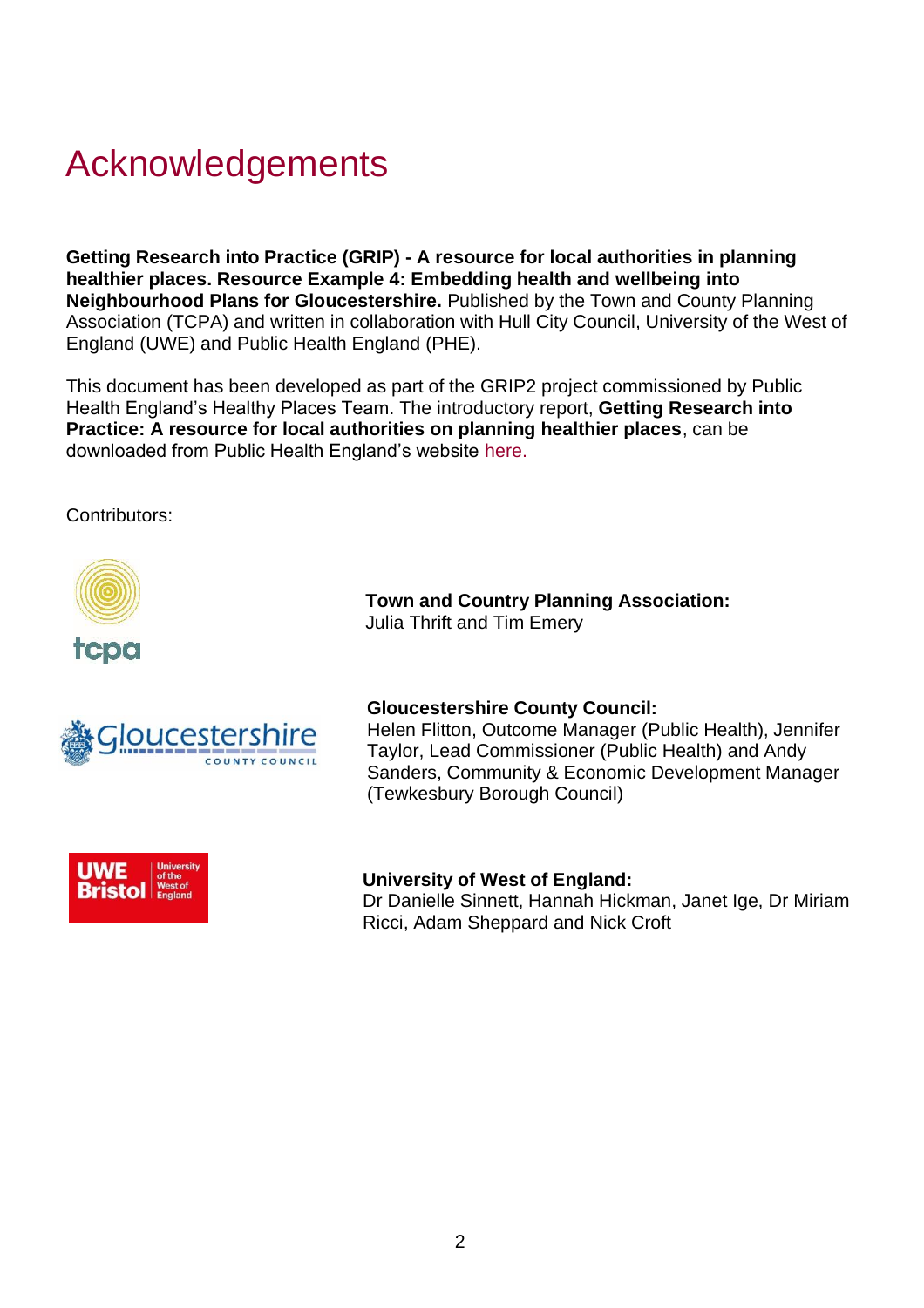# Acknowledgements

**Getting Research into Practice (GRIP) - A resource for local authorities in planning healthier places. Resource Example 4: Embedding health and wellbeing into Neighbourhood Plans for Gloucestershire.** Published by the Town and County Planning Association (TCPA) and written in collaboration with Hull City Council, University of the West of England (UWE) and Public Health England (PHE).

This document has been developed as part of the GRIP2 project commissioned by Public Health England's Healthy Places Team. The introductory report, **Getting Research into Practice: A resource for local authorities on planning healthier places**, can be downloaded from Public Health England's website here.

Contributors:

**Town and Country Planning Association:**
Julia Thrift and Tim Emery

**Gloucestershire County Council:**
Helen Flitton, Outcome Manager (Public Health), Jennifer Taylor, Lead Commissioner (Public Health) and Andy Sanders, Community & Economic Development Manager (Tewkesbury Borough Council)

**University of West of England:**
Dr Danielle Sinnett, Hannah Hickman, Janet Ige, Dr Miriam Ricci, Adam Sheppard and Nick Croft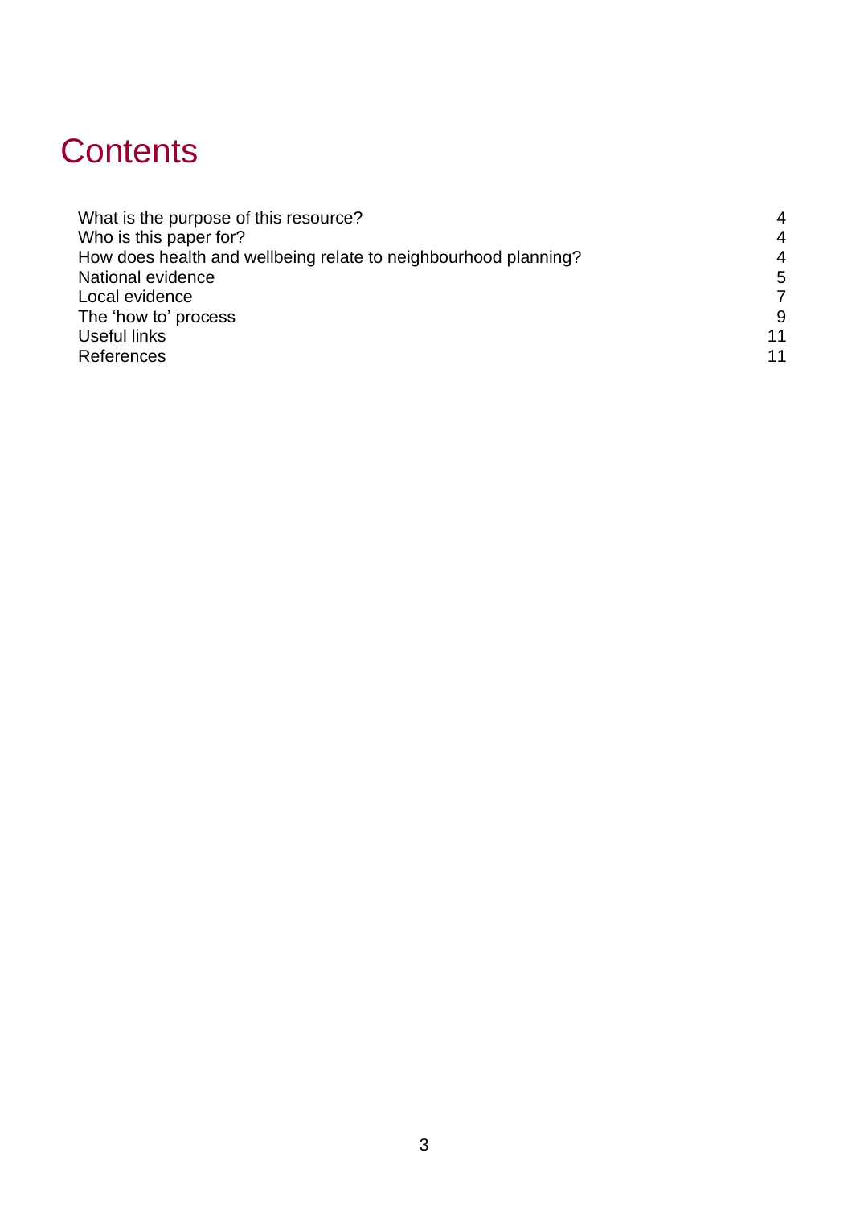# Contents

| | |
|---|---|
| What is the purpose of this resource? | 4 |
| Who is this paper for? | 4 |
| How does health and wellbeing relate to neighbourhood planning? | 4 |
| National evidence | 5 |
| Local evidence | 7 |
| The 'how to' process | 9 |
| Useful links | 11 |
| References | 11 |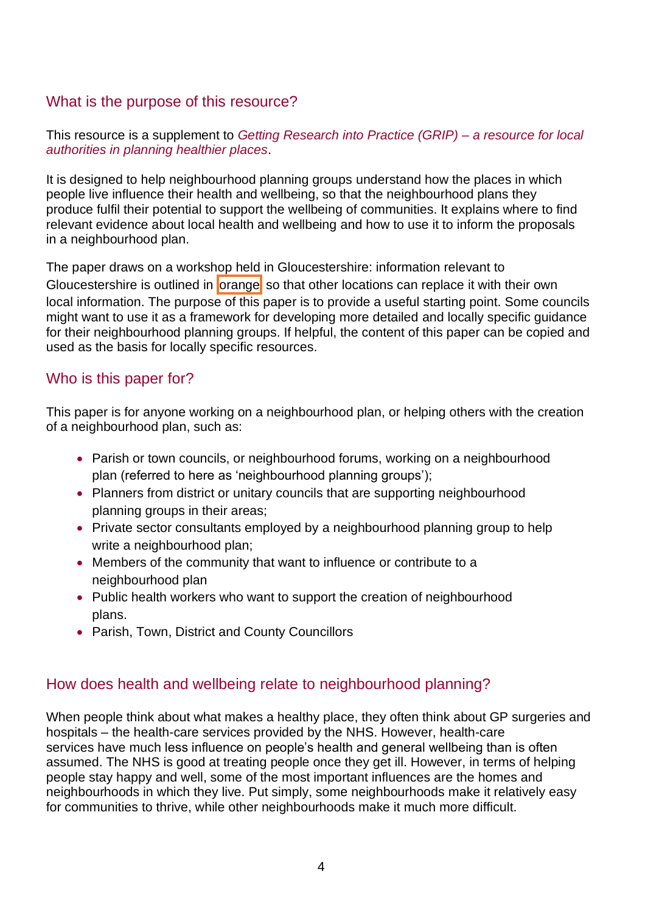## What is the purpose of this resource?

This resource is a supplement to *Getting Research into Practice (GRIP) – a resource for local authorities in planning healthier places*.

It is designed to help neighbourhood planning groups understand how the places in which people live influence their health and wellbeing, so that the neighbourhood plans they produce fulfil their potential to support the wellbeing of communities. It explains where to find relevant evidence about local health and wellbeing and how to use it to inform the proposals in a neighbourhood plan.

The paper draws on a workshop held in Gloucestershire: information relevant to Gloucestershire is outlined in orange so that other locations can replace it with their own local information. The purpose of this paper is to provide a useful starting point. Some councils might want to use it as a framework for developing more detailed and locally specific guidance for their neighbourhood planning groups. If helpful, the content of this paper can be copied and used as the basis for locally specific resources.

## Who is this paper for?

This paper is for anyone working on a neighbourhood plan, or helping others with the creation of a neighbourhood plan, such as:

- Parish or town councils, or neighbourhood forums, working on a neighbourhood plan (referred to here as 'neighbourhood planning groups');
- Planners from district or unitary councils that are supporting neighbourhood planning groups in their areas;
- Private sector consultants employed by a neighbourhood planning group to help write a neighbourhood plan;
- Members of the community that want to influence or contribute to a neighbourhood plan
- Public health workers who want to support the creation of neighbourhood plans.
- Parish, Town, District and County Councillors

## How does health and wellbeing relate to neighbourhood planning?

When people think about what makes a healthy place, they often think about GP surgeries and hospitals – the health-care services provided by the NHS. However, health-care services have much less influence on people's health and general wellbeing than is often assumed. The NHS is good at treating people once they get ill. However, in terms of helping people stay happy and well, some of the most important influences are the homes and neighbourhoods in which they live. Put simply, some neighbourhoods make it relatively easy for communities to thrive, while other neighbourhoods make it much more difficult.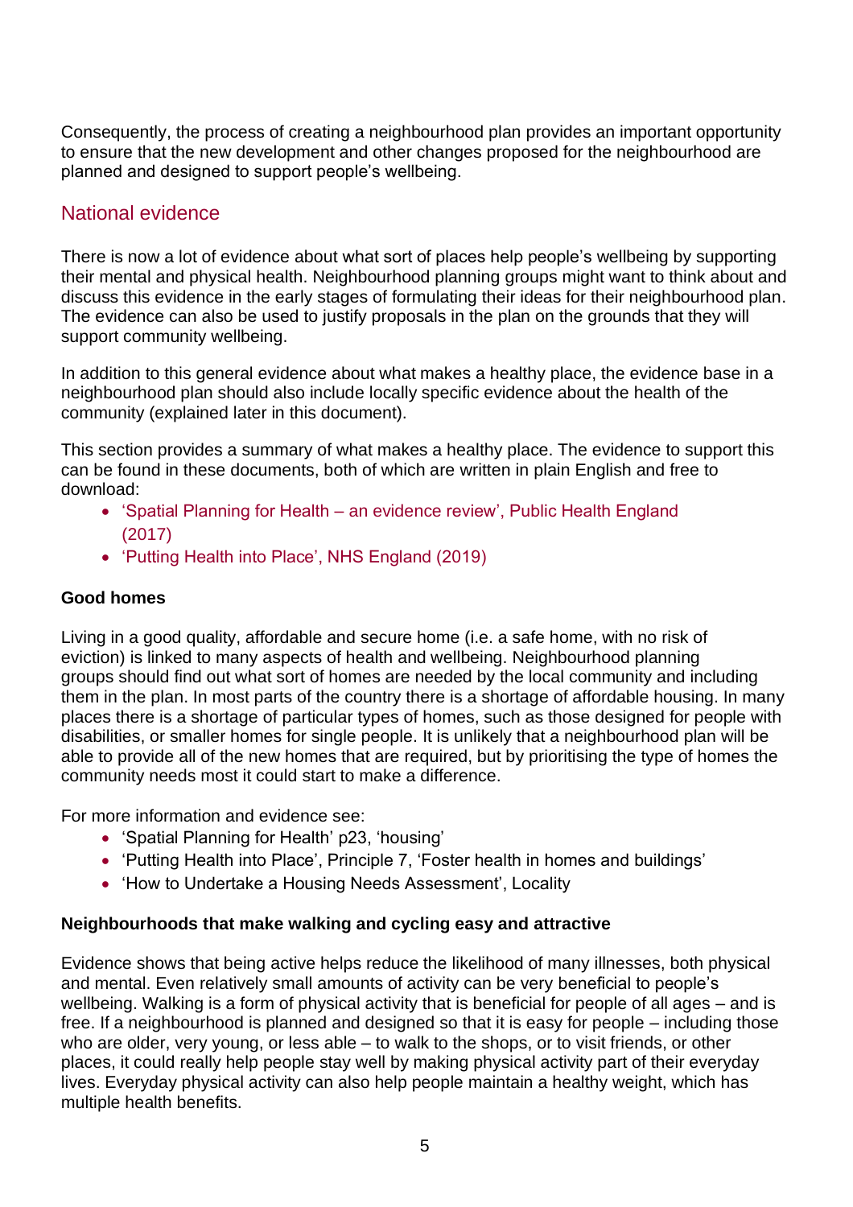Consequently, the process of creating a neighbourhood plan provides an important opportunity to ensure that the new development and other changes proposed for the neighbourhood are planned and designed to support people's wellbeing.

## National evidence

There is now a lot of evidence about what sort of places help people's wellbeing by supporting their mental and physical health. Neighbourhood planning groups might want to think about and discuss this evidence in the early stages of formulating their ideas for their neighbourhood plan. The evidence can also be used to justify proposals in the plan on the grounds that they will support community wellbeing.

In addition to this general evidence about what makes a healthy place, the evidence base in a neighbourhood plan should also include locally specific evidence about the health of the community (explained later in this document).

This section provides a summary of what makes a healthy place. The evidence to support this can be found in these documents, both of which are written in plain English and free to download:

- 'Spatial Planning for Health – an evidence review', Public Health England (2017)
- 'Putting Health into Place', NHS England (2019)

**Good homes**

Living in a good quality, affordable and secure home (i.e. a safe home, with no risk of eviction) is linked to many aspects of health and wellbeing. Neighbourhood planning groups should find out what sort of homes are needed by the local community and including them in the plan. In most parts of the country there is a shortage of affordable housing. In many places there is a shortage of particular types of homes, such as those designed for people with disabilities, or smaller homes for single people. It is unlikely that a neighbourhood plan will be able to provide all of the new homes that are required, but by prioritising the type of homes the community needs most it could start to make a difference.

For more information and evidence see:

- 'Spatial Planning for Health' p23, 'housing'
- 'Putting Health into Place', Principle 7, 'Foster health in homes and buildings'
- 'How to Undertake a Housing Needs Assessment', Locality

**Neighbourhoods that make walking and cycling easy and attractive**

Evidence shows that being active helps reduce the likelihood of many illnesses, both physical and mental. Even relatively small amounts of activity can be very beneficial to people's wellbeing. Walking is a form of physical activity that is beneficial for people of all ages – and is free. If a neighbourhood is planned and designed so that it is easy for people – including those who are older, very young, or less able – to walk to the shops, or to visit friends, or other places, it could really help people stay well by making physical activity part of their everyday lives. Everyday physical activity can also help people maintain a healthy weight, which has multiple health benefits.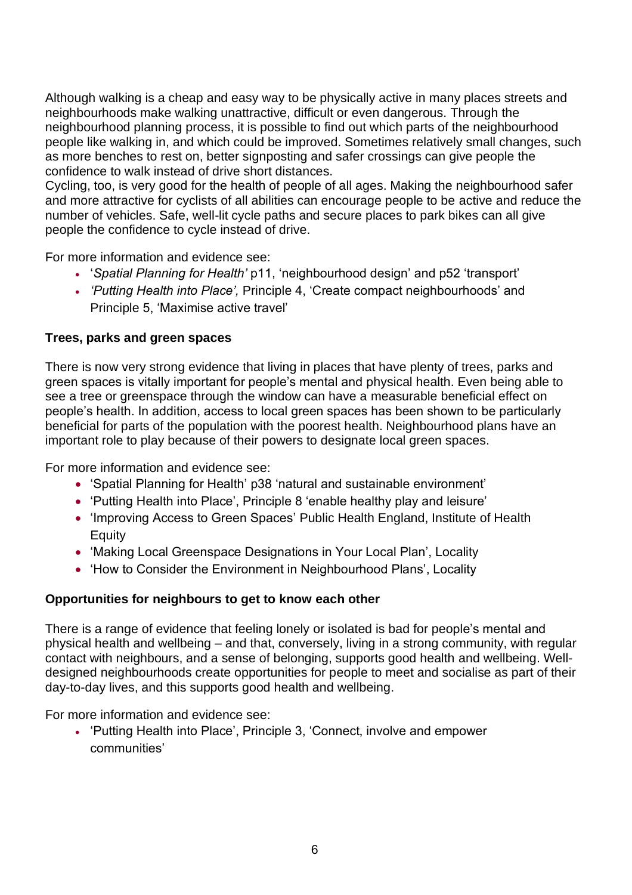Although walking is a cheap and easy way to be physically active in many places streets and neighbourhoods make walking unattractive, difficult or even dangerous. Through the neighbourhood planning process, it is possible to find out which parts of the neighbourhood people like walking in, and which could be improved. Sometimes relatively small changes, such as more benches to rest on, better signposting and safer crossings can give people the confidence to walk instead of drive short distances.
Cycling, too, is very good for the health of people of all ages. Making the neighbourhood safer and more attractive for cyclists of all abilities can encourage people to be active and reduce the number of vehicles. Safe, well-lit cycle paths and secure places to park bikes can all give people the confidence to cycle instead of drive.

For more information and evidence see:

- '*Spatial Planning for Health'* p11, 'neighbourhood design' and p52 'transport'
- *'Putting Health into Place',* Principle 4, 'Create compact neighbourhoods' and Principle 5, 'Maximise active travel'

**Trees, parks and green spaces**

There is now very strong evidence that living in places that have plenty of trees, parks and green spaces is vitally important for people's mental and physical health. Even being able to see a tree or greenspace through the window can have a measurable beneficial effect on people's health. In addition, access to local green spaces has been shown to be particularly beneficial for parts of the population with the poorest health. Neighbourhood plans have an important role to play because of their powers to designate local green spaces.

For more information and evidence see:

- 'Spatial Planning for Health' p38 'natural and sustainable environment'
- 'Putting Health into Place', Principle 8 'enable healthy play and leisure'
- 'Improving Access to Green Spaces' Public Health England, Institute of Health Equity
- 'Making Local Greenspace Designations in Your Local Plan', Locality
- 'How to Consider the Environment in Neighbourhood Plans', Locality

**Opportunities for neighbours to get to know each other**

There is a range of evidence that feeling lonely or isolated is bad for people's mental and physical health and wellbeing – and that, conversely, living in a strong community, with regular contact with neighbours, and a sense of belonging, supports good health and wellbeing. Well-designed neighbourhoods create opportunities for people to meet and socialise as part of their day-to-day lives, and this supports good health and wellbeing.

For more information and evidence see:

- 'Putting Health into Place', Principle 3, 'Connect, involve and empower communities'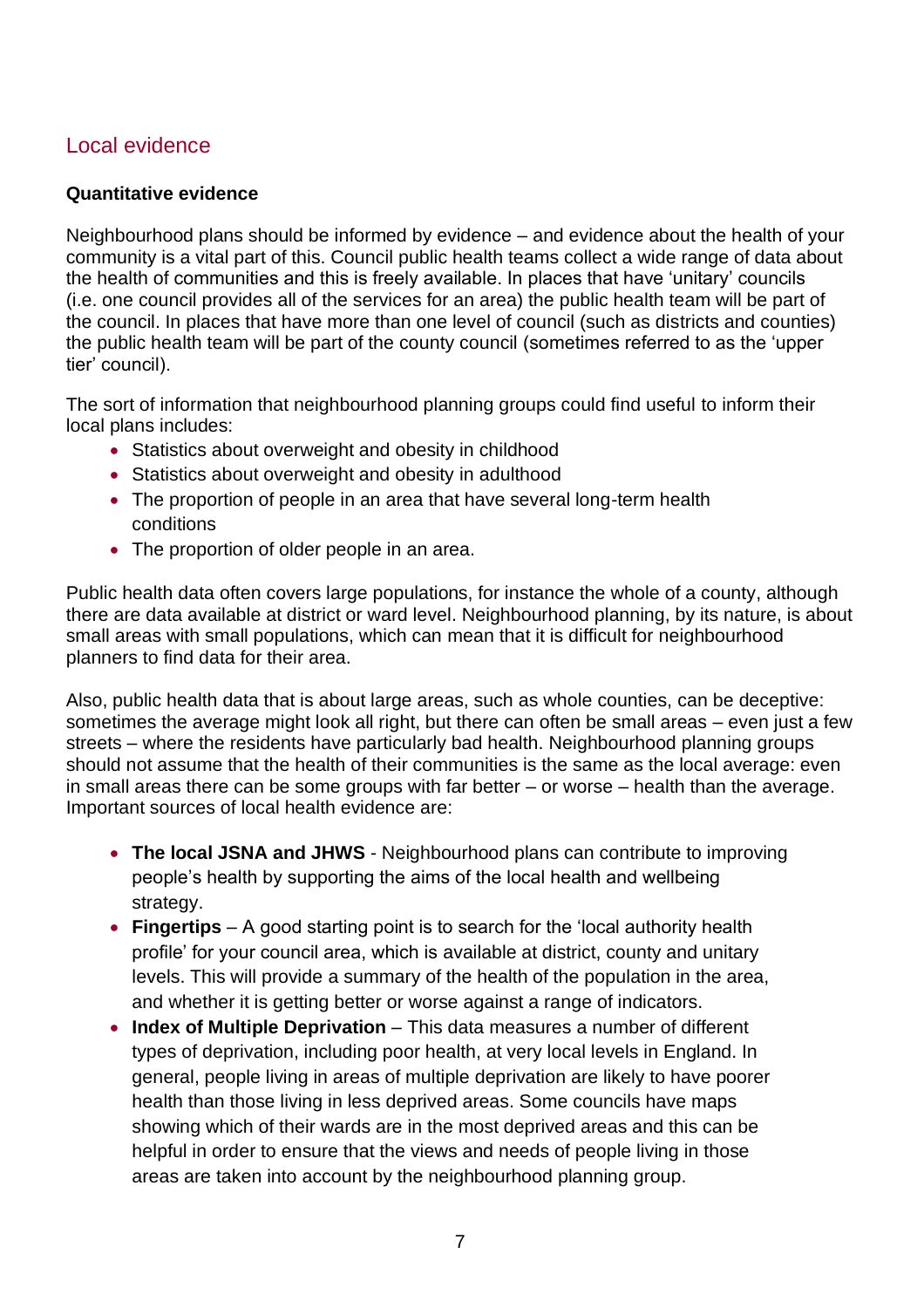## Local evidence

**Quantitative evidence**

Neighbourhood plans should be informed by evidence – and evidence about the health of your community is a vital part of this. Council public health teams collect a wide range of data about the health of communities and this is freely available. In places that have 'unitary' councils (i.e. one council provides all of the services for an area) the public health team will be part of the council. In places that have more than one level of council (such as districts and counties) the public health team will be part of the county council (sometimes referred to as the 'upper tier' council).

The sort of information that neighbourhood planning groups could find useful to inform their local plans includes:

- Statistics about overweight and obesity in childhood
- Statistics about overweight and obesity in adulthood
- The proportion of people in an area that have several long-term health conditions
- The proportion of older people in an area.

Public health data often covers large populations, for instance the whole of a county, although there are data available at district or ward level. Neighbourhood planning, by its nature, is about small areas with small populations, which can mean that it is difficult for neighbourhood planners to find data for their area.

Also, public health data that is about large areas, such as whole counties, can be deceptive: sometimes the average might look all right, but there can often be small areas – even just a few streets – where the residents have particularly bad health. Neighbourhood planning groups should not assume that the health of their communities is the same as the local average: even in small areas there can be some groups with far better – or worse – health than the average. Important sources of local health evidence are:

- **The local JSNA and JHWS** - Neighbourhood plans can contribute to improving people's health by supporting the aims of the local health and wellbeing strategy.
- **Fingertips** – A good starting point is to search for the 'local authority health profile' for your council area, which is available at district, county and unitary levels. This will provide a summary of the health of the population in the area, and whether it is getting better or worse against a range of indicators.
- **Index of Multiple Deprivation** – This data measures a number of different types of deprivation, including poor health, at very local levels in England. In general, people living in areas of multiple deprivation are likely to have poorer health than those living in less deprived areas. Some councils have maps showing which of their wards are in the most deprived areas and this can be helpful in order to ensure that the views and needs of people living in those areas are taken into account by the neighbourhood planning group.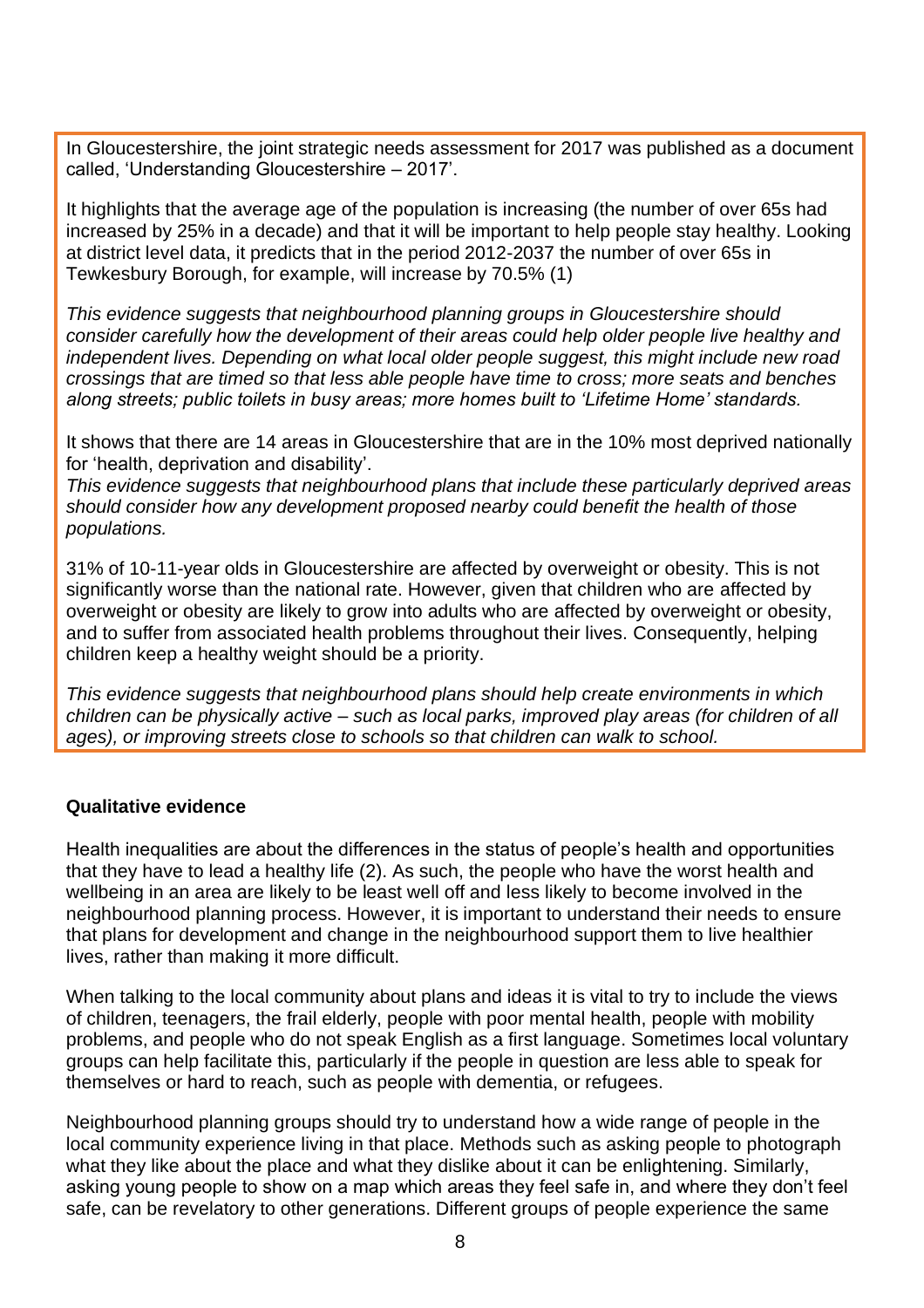In Gloucestershire, the joint strategic needs assessment for 2017 was published as a document called, 'Understanding Gloucestershire – 2017'.

It highlights that the average age of the population is increasing (the number of over 65s had increased by 25% in a decade) and that it will be important to help people stay healthy. Looking at district level data, it predicts that in the period 2012-2037 the number of over 65s in Tewkesbury Borough, for example, will increase by 70.5% (1)

*This evidence suggests that neighbourhood planning groups in Gloucestershire should consider carefully how the development of their areas could help older people live healthy and independent lives. Depending on what local older people suggest, this might include new road crossings that are timed so that less able people have time to cross; more seats and benches along streets; public toilets in busy areas; more homes built to 'Lifetime Home' standards.*

It shows that there are 14 areas in Gloucestershire that are in the 10% most deprived nationally for 'health, deprivation and disability'.

*This evidence suggests that neighbourhood plans that include these particularly deprived areas should consider how any development proposed nearby could benefit the health of those populations.*

31% of 10-11-year olds in Gloucestershire are affected by overweight or obesity. This is not significantly worse than the national rate. However, given that children who are affected by overweight or obesity are likely to grow into adults who are affected by overweight or obesity, and to suffer from associated health problems throughout their lives. Consequently, helping children keep a healthy weight should be a priority.

*This evidence suggests that neighbourhood plans should help create environments in which children can be physically active – such as local parks, improved play areas (for children of all ages), or improving streets close to schools so that children can walk to school.*

**Qualitative evidence**

Health inequalities are about the differences in the status of people's health and opportunities that they have to lead a healthy life (2). As such, the people who have the worst health and wellbeing in an area are likely to be least well off and less likely to become involved in the neighbourhood planning process. However, it is important to understand their needs to ensure that plans for development and change in the neighbourhood support them to live healthier lives, rather than making it more difficult.

When talking to the local community about plans and ideas it is vital to try to include the views of children, teenagers, the frail elderly, people with poor mental health, people with mobility problems, and people who do not speak English as a first language. Sometimes local voluntary groups can help facilitate this, particularly if the people in question are less able to speak for themselves or hard to reach, such as people with dementia, or refugees.

Neighbourhood planning groups should try to understand how a wide range of people in the local community experience living in that place. Methods such as asking people to photograph what they like about the place and what they dislike about it can be enlightening. Similarly, asking young people to show on a map which areas they feel safe in, and where they don't feel safe, can be revelatory to other generations. Different groups of people experience the same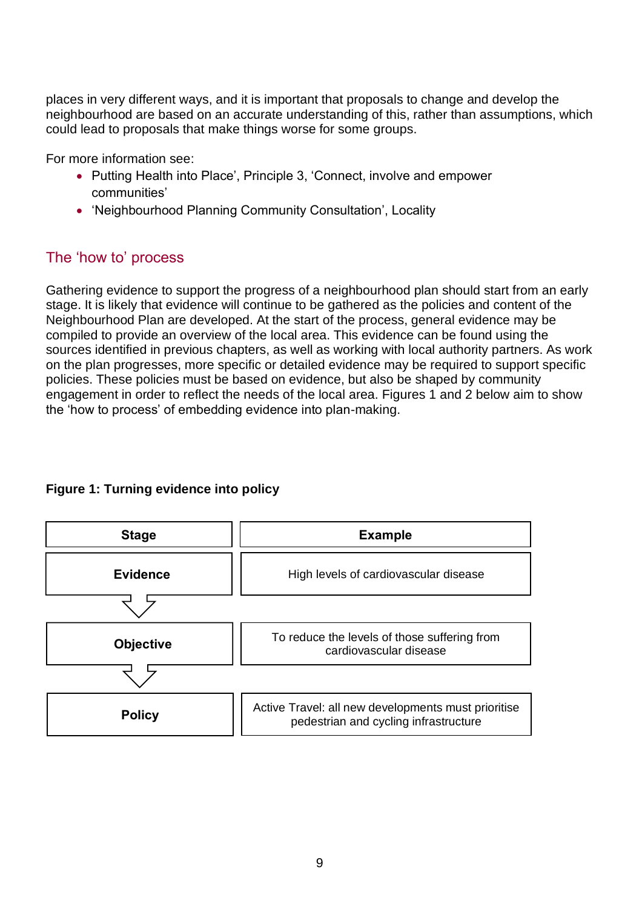places in very different ways, and it is important that proposals to change and develop the neighbourhood are based on an accurate understanding of this, rather than assumptions, which could lead to proposals that make things worse for some groups.

For more information see:

- Putting Health into Place', Principle 3, 'Connect, involve and empower communities'
- 'Neighbourhood Planning Community Consultation', Locality

## The 'how to' process

Gathering evidence to support the progress of a neighbourhood plan should start from an early stage. It is likely that evidence will continue to be gathered as the policies and content of the Neighbourhood Plan are developed. At the start of the process, general evidence may be compiled to provide an overview of the local area. This evidence can be found using the sources identified in previous chapters, as well as working with local authority partners. As work on the plan progresses, more specific or detailed evidence may be required to support specific policies. These policies must be based on evidence, but also be shaped by community engagement in order to reflect the needs of the local area. Figures 1 and 2 below aim to show the 'how to process' of embedding evidence into plan-making.

**Figure 1: Turning evidence into policy**

| Stage | Example |
|---|---|
| **Evidence** | High levels of cardiovascular disease |
| ↓ | |
| **Objective** | To reduce the levels of those suffering from cardiovascular disease |
| ↓ | |
| **Policy** | Active Travel: all new developments must prioritise pedestrian and cycling infrastructure |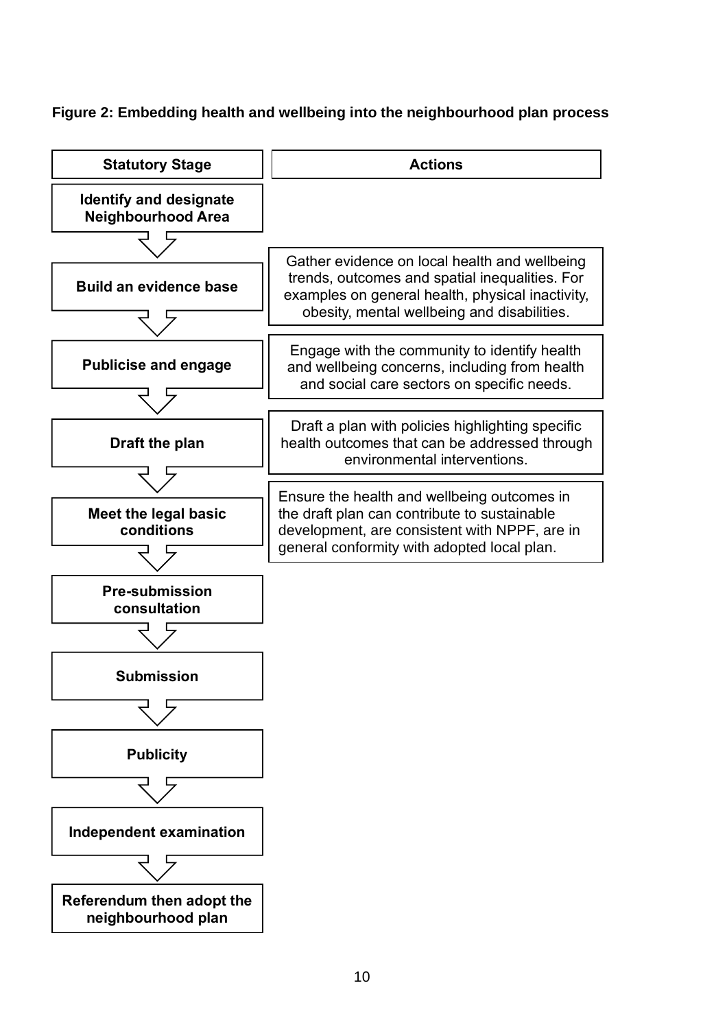**Figure 2: Embedding health and wellbeing into the neighbourhood plan process**

| Statutory Stage | Actions |
| --- | --- |
| Identify and designate Neighbourhood Area | |
| Build an evidence base | Gather evidence on local health and wellbeing trends, outcomes and spatial inequalities. For examples on general health, physical inactivity, obesity, mental wellbeing and disabilities. |
| Publicise and engage | Engage with the community to identify health and wellbeing concerns, including from health and social care sectors on specific needs. |
| Draft the plan | Draft a plan with policies highlighting specific health outcomes that can be addressed through environmental interventions. |
| Meet the legal basic conditions | Ensure the health and wellbeing outcomes in the draft plan can contribute to sustainable development, are consistent with NPPF, are in general conformity with adopted local plan. |
| Pre-submission consultation | |
| Submission | |
| Publicity | |
| Independent examination | |
| Referendum then adopt the neighbourhood plan | |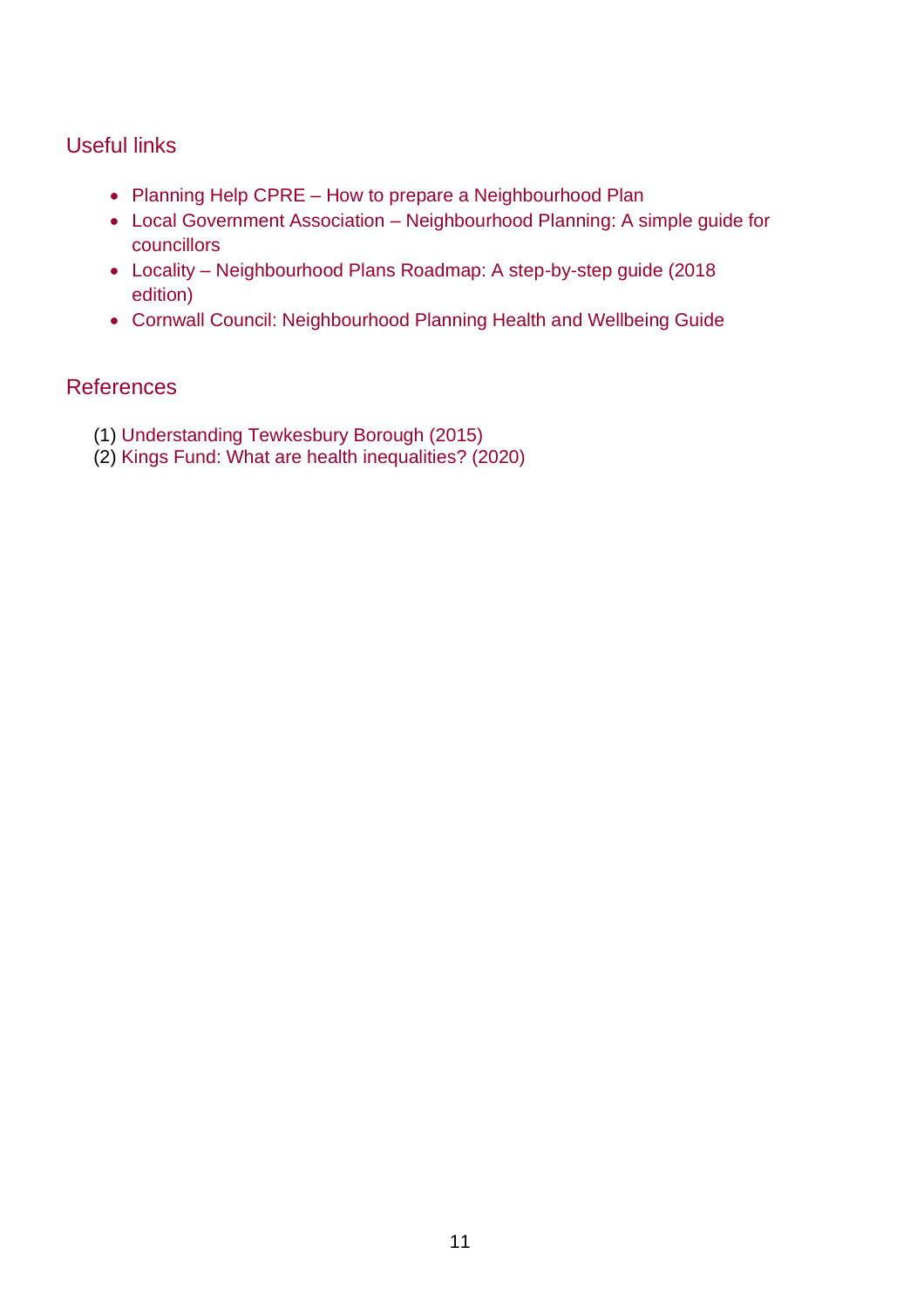## Useful links

- Planning Help CPRE – How to prepare a Neighbourhood Plan
- Local Government Association – Neighbourhood Planning: A simple guide for councillors
- Locality – Neighbourhood Plans Roadmap: A step-by-step guide (2018 edition)
- Cornwall Council: Neighbourhood Planning Health and Wellbeing Guide

## References

(1) Understanding Tewkesbury Borough (2015)
(2) Kings Fund: What are health inequalities? (2020)